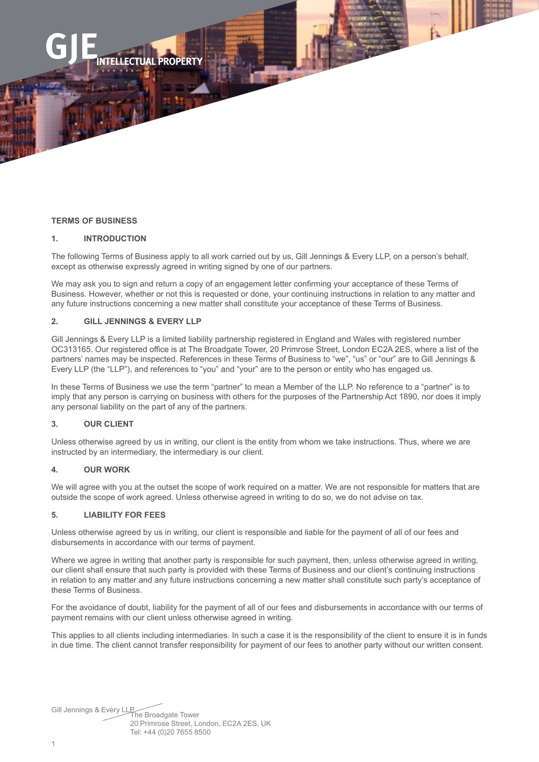# TERMS OF BUSINESS

## 1. INTRODUCTION

The following Terms of Business apply to all work carried out by us, Gill Jennings & Every LLP, on a person's behalf, except as otherwise expressly agreed in writing signed by one of our partners.

We may ask you to sign and return a copy of an engagement letter confirming your acceptance of these Terms of Business. However, whether or not this is requested or done, your continuing instructions in relation to any matter and any future instructions concerning a new matter shall constitute your acceptance of these Terms of Business.

## 2. GILL JENNINGS & EVERY LLP

Gill Jennings & Every LLP is a limited liability partnership registered in England and Wales with registered number OC313165. Our registered office is at The Broadgate Tower, 20 Primrose Street, London EC2A 2ES, where a list of the partners' names may be inspected. References in these Terms of Business to "we", "us" or "our" are to Gill Jennings & Every LLP (the "LLP"), and references to "you" and "your" are to the person or entity who has engaged us.

In these Terms of Business we use the term "partner" to mean a Member of the LLP. No reference to a "partner" is to imply that any person is carrying on business with others for the purposes of the Partnership Act 1890, nor does it imply any personal liability on the part of any of the partners.

## 3. OUR CLIENT

Unless otherwise agreed by us in writing, our client is the entity from whom we take instructions. Thus, where we are instructed by an intermediary, the intermediary is our client.

## 4. OUR WORK

We will agree with you at the outset the scope of work required on a matter. We are not responsible for matters that are outside the scope of work agreed. Unless otherwise agreed in writing to do so, we do not advise on tax.

## 5. LIABILITY FOR FEES

Unless otherwise agreed by us in writing, our client is responsible and liable for the payment of all of our fees and disbursements in accordance with our terms of payment.

Where we agree in writing that another party is responsible for such payment, then, unless otherwise agreed in writing, our client shall ensure that such party is provided with these Terms of Business and our client's continuing instructions in relation to any matter and any future instructions concerning a new matter shall constitute such party's acceptance of these Terms of Business.

For the avoidance of doubt, liability for the payment of all of our fees and disbursements in accordance with our terms of payment remains with our client unless otherwise agreed in writing.

This applies to all clients including intermediaries. In such a case it is the responsibility of the client to ensure it is in funds in due time. The client cannot transfer responsibility for payment of our fees to another party without our written consent.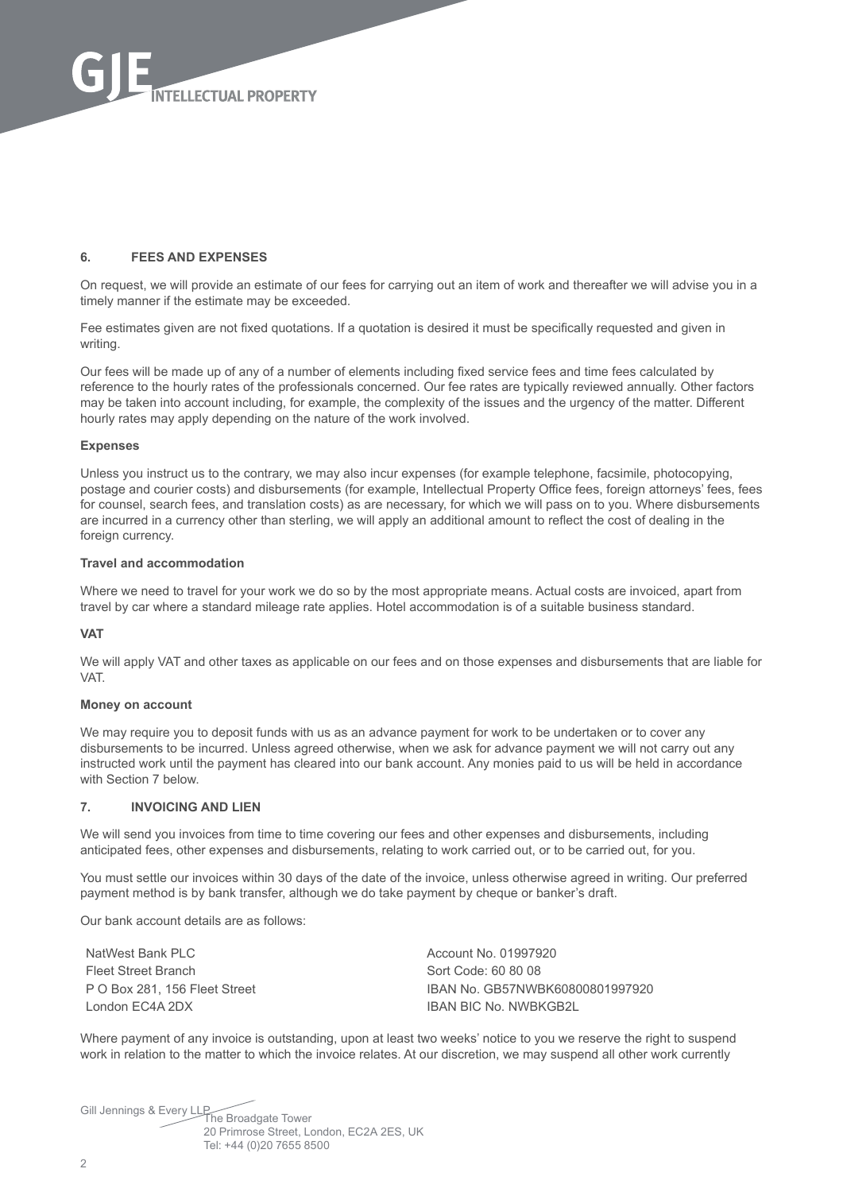## 6. FEES AND EXPENSES

On request, we will provide an estimate of our fees for carrying out an item of work and thereafter we will advise you in a timely manner if the estimate may be exceeded.

Fee estimates given are not fixed quotations. If a quotation is desired it must be specifically requested and given in writing.

Our fees will be made up of any of a number of elements including fixed service fees and time fees calculated by reference to the hourly rates of the professionals concerned. Our fee rates are typically reviewed annually. Other factors may be taken into account including, for example, the complexity of the issues and the urgency of the matter. Different hourly rates may apply depending on the nature of the work involved.

### Expenses

Unless you instruct us to the contrary, we may also incur expenses (for example telephone, facsimile, photocopying, postage and courier costs) and disbursements (for example, Intellectual Property Office fees, foreign attorneys' fees, fees for counsel, search fees, and translation costs) as are necessary, for which we will pass on to you. Where disbursements are incurred in a currency other than sterling, we will apply an additional amount to reflect the cost of dealing in the foreign currency.

### Travel and accommodation

Where we need to travel for your work we do so by the most appropriate means. Actual costs are invoiced, apart from travel by car where a standard mileage rate applies. Hotel accommodation is of a suitable business standard.

### VAT

We will apply VAT and other taxes as applicable on our fees and on those expenses and disbursements that are liable for VAT.

### Money on account

We may require you to deposit funds with us as an advance payment for work to be undertaken or to cover any disbursements to be incurred. Unless agreed otherwise, when we ask for advance payment we will not carry out any instructed work until the payment has cleared into our bank account. Any monies paid to us will be held in accordance with Section 7 below.

## 7. INVOICING AND LIEN

We will send you invoices from time to time covering our fees and other expenses and disbursements, including anticipated fees, other expenses and disbursements, relating to work carried out, or to be carried out, for you.

You must settle our invoices within 30 days of the date of the invoice, unless otherwise agreed in writing. Our preferred payment method is by bank transfer, although we do take payment by cheque or banker's draft.

Our bank account details are as follows:

NatWest Bank PLC
Fleet Street Branch
P O Box 281, 156 Fleet Street
London EC4A 2DX

Account No. 01997920
Sort Code: 60 80 08
IBAN No. GB57NWBK60800801997920
IBAN BIC No. NWBKGB2L

Where payment of any invoice is outstanding, upon at least two weeks' notice to you we reserve the right to suspend work in relation to the matter to which the invoice relates. At our discretion, we may suspend all other work currently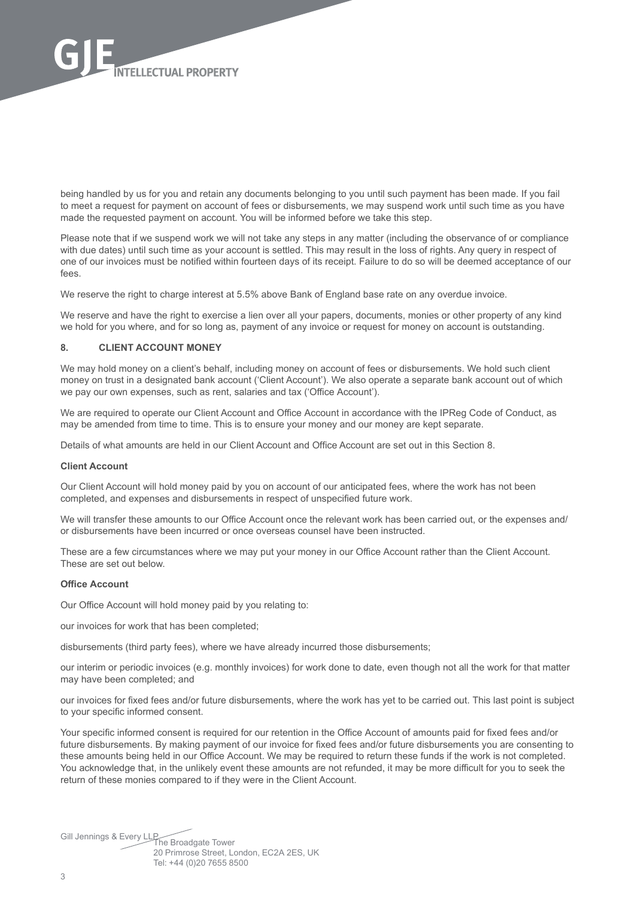being handled by us for you and retain any documents belonging to you until such payment has been made. If you fail to meet a request for payment on account of fees or disbursements, we may suspend work until such time as you have made the requested payment on account. You will be informed before we take this step.

Please note that if we suspend work we will not take any steps in any matter (including the observance of or compliance with due dates) until such time as your account is settled. This may result in the loss of rights. Any query in respect of one of our invoices must be notified within fourteen days of its receipt. Failure to do so will be deemed acceptance of our fees.

We reserve the right to charge interest at 5.5% above Bank of England base rate on any overdue invoice.

We reserve and have the right to exercise a lien over all your papers, documents, monies or other property of any kind we hold for you where, and for so long as, payment of any invoice or request for money on account is outstanding.

## 8. CLIENT ACCOUNT MONEY

We may hold money on a client's behalf, including money on account of fees or disbursements. We hold such client money on trust in a designated bank account ('Client Account'). We also operate a separate bank account out of which we pay our own expenses, such as rent, salaries and tax ('Office Account').

We are required to operate our Client Account and Office Account in accordance with the IPReg Code of Conduct, as may be amended from time to time. This is to ensure your money and our money are kept separate.

Details of what amounts are held in our Client Account and Office Account are set out in this Section 8.

### Client Account

Our Client Account will hold money paid by you on account of our anticipated fees, where the work has not been completed, and expenses and disbursements in respect of unspecified future work.

We will transfer these amounts to our Office Account once the relevant work has been carried out, or the expenses and/ or disbursements have been incurred or once overseas counsel have been instructed.

These are a few circumstances where we may put your money in our Office Account rather than the Client Account. These are set out below.

### Office Account

Our Office Account will hold money paid by you relating to:

our invoices for work that has been completed;

disbursements (third party fees), where we have already incurred those disbursements;

our interim or periodic invoices (e.g. monthly invoices) for work done to date, even though not all the work for that matter may have been completed; and

our invoices for fixed fees and/or future disbursements, where the work has yet to be carried out. This last point is subject to your specific informed consent.

Your specific informed consent is required for our retention in the Office Account of amounts paid for fixed fees and/or future disbursements. By making payment of our invoice for fixed fees and/or future disbursements you are consenting to these amounts being held in our Office Account. We may be required to return these funds if the work is not completed. You acknowledge that, in the unlikely event these amounts are not refunded, it may be more difficult for you to seek the return of these monies compared to if they were in the Client Account.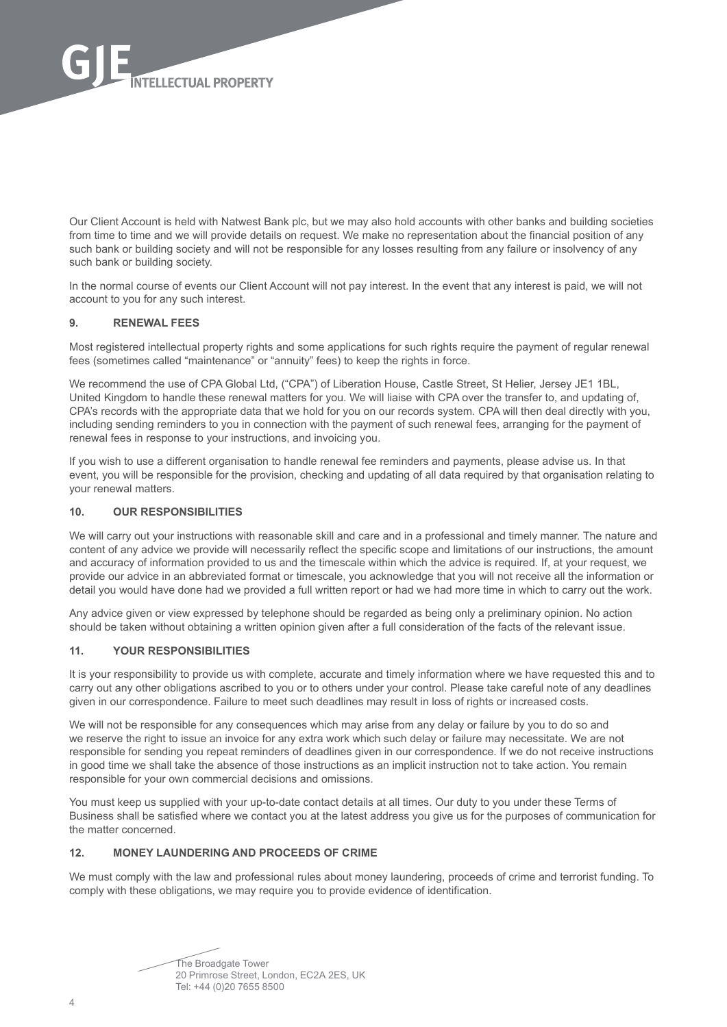Our Client Account is held with Natwest Bank plc, but we may also hold accounts with other banks and building societies from time to time and we will provide details on request. We make no representation about the financial position of any such bank or building society and will not be responsible for any losses resulting from any failure or insolvency of any such bank or building society.

In the normal course of events our Client Account will not pay interest. In the event that any interest is paid, we will not account to you for any such interest.

## 9. RENEWAL FEES

Most registered intellectual property rights and some applications for such rights require the payment of regular renewal fees (sometimes called "maintenance" or "annuity" fees) to keep the rights in force.

We recommend the use of CPA Global Ltd, ("CPA") of Liberation House, Castle Street, St Helier, Jersey JE1 1BL, United Kingdom to handle these renewal matters for you. We will liaise with CPA over the transfer to, and updating of, CPA's records with the appropriate data that we hold for you on our records system. CPA will then deal directly with you, including sending reminders to you in connection with the payment of such renewal fees, arranging for the payment of renewal fees in response to your instructions, and invoicing you.

If you wish to use a different organisation to handle renewal fee reminders and payments, please advise us. In that event, you will be responsible for the provision, checking and updating of all data required by that organisation relating to your renewal matters.

## 10. OUR RESPONSIBILITIES

We will carry out your instructions with reasonable skill and care and in a professional and timely manner. The nature and content of any advice we provide will necessarily reflect the specific scope and limitations of our instructions, the amount and accuracy of information provided to us and the timescale within which the advice is required. If, at your request, we provide our advice in an abbreviated format or timescale, you acknowledge that you will not receive all the information or detail you would have done had we provided a full written report or had we had more time in which to carry out the work.

Any advice given or view expressed by telephone should be regarded as being only a preliminary opinion. No action should be taken without obtaining a written opinion given after a full consideration of the facts of the relevant issue.

## 11. YOUR RESPONSIBILITIES

It is your responsibility to provide us with complete, accurate and timely information where we have requested this and to carry out any other obligations ascribed to you or to others under your control. Please take careful note of any deadlines given in our correspondence. Failure to meet such deadlines may result in loss of rights or increased costs.

We will not be responsible for any consequences which may arise from any delay or failure by you to do so and we reserve the right to issue an invoice for any extra work which such delay or failure may necessitate. We are not responsible for sending you repeat reminders of deadlines given in our correspondence. If we do not receive instructions in good time we shall take the absence of those instructions as an implicit instruction not to take action. You remain responsible for your own commercial decisions and omissions.

You must keep us supplied with your up-to-date contact details at all times. Our duty to you under these Terms of Business shall be satisfied where we contact you at the latest address you give us for the purposes of communication for the matter concerned.

## 12. MONEY LAUNDERING AND PROCEEDS OF CRIME

We must comply with the law and professional rules about money laundering, proceeds of crime and terrorist funding. To comply with these obligations, we may require you to provide evidence of identification.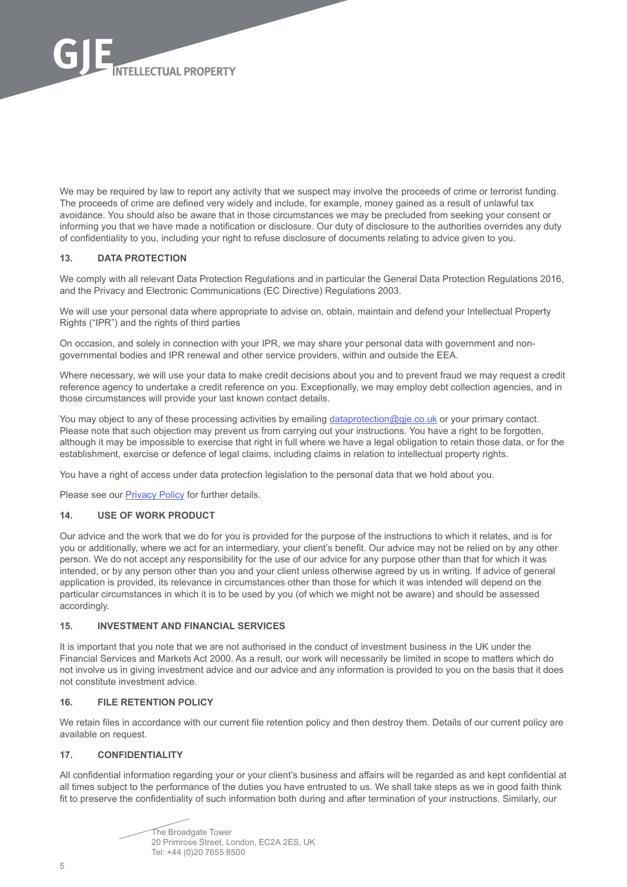We may be required by law to report any activity that we suspect may involve the proceeds of crime or terrorist funding. The proceeds of crime are defined very widely and include, for example, money gained as a result of unlawful tax avoidance. You should also be aware that in those circumstances we may be precluded from seeking your consent or informing you that we have made a notification or disclosure. Our duty of disclosure to the authorities overrides any duty of confidentiality to you, including your right to refuse disclosure of documents relating to advice given to you.

## 13. DATA PROTECTION

We comply with all relevant Data Protection Regulations and in particular the General Data Protection Regulations 2016, and the Privacy and Electronic Communications (EC Directive) Regulations 2003.

We will use your personal data where appropriate to advise on, obtain, maintain and defend your Intellectual Property Rights ("IPR") and the rights of third parties

On occasion, and solely in connection with your IPR, we may share your personal data with government and non-governmental bodies and IPR renewal and other service providers, within and outside the EEA.

Where necessary, we will use your data to make credit decisions about you and to prevent fraud we may request a credit reference agency to undertake a credit reference on you. Exceptionally, we may employ debt collection agencies, and in those circumstances will provide your last known contact details.

You may object to any of these processing activities by emailing [dataprotection@gje.co.uk](mailto:dataprotection@gje.co.uk) or your primary contact. Please note that such objection may prevent us from carrying out your instructions. You have a right to be forgotten, although it may be impossible to exercise that right in full where we have a legal obligation to retain those data, or for the establishment, exercise or defence of legal claims, including claims in relation to intellectual property rights.

You have a right of access under data protection legislation to the personal data that we hold about you.

Please see our Privacy Policy for further details.

## 14. USE OF WORK PRODUCT

Our advice and the work that we do for you is provided for the purpose of the instructions to which it relates, and is for you or additionally, where we act for an intermediary, your client's benefit. Our advice may not be relied on by any other person. We do not accept any responsibility for the use of our advice for any purpose other than that for which it was intended, or by any person other than you and your client unless otherwise agreed by us in writing. If advice of general application is provided, its relevance in circumstances other than those for which it was intended will depend on the particular circumstances in which it is to be used by you (of which we might not be aware) and should be assessed accordingly.

## 15. INVESTMENT AND FINANCIAL SERVICES

It is important that you note that we are not authorised in the conduct of investment business in the UK under the Financial Services and Markets Act 2000. As a result, our work will necessarily be limited in scope to matters which do not involve us in giving investment advice and our advice and any information is provided to you on the basis that it does not constitute investment advice.

## 16. FILE RETENTION POLICY

We retain files in accordance with our current file retention policy and then destroy them. Details of our current policy are available on request.

## 17. CONFIDENTIALITY

All confidential information regarding your or your client's business and affairs will be regarded as and kept confidential at all times subject to the performance of the duties you have entrusted to us. We shall take steps as we in good faith think fit to preserve the confidentiality of such information both during and after termination of your instructions. Similarly, our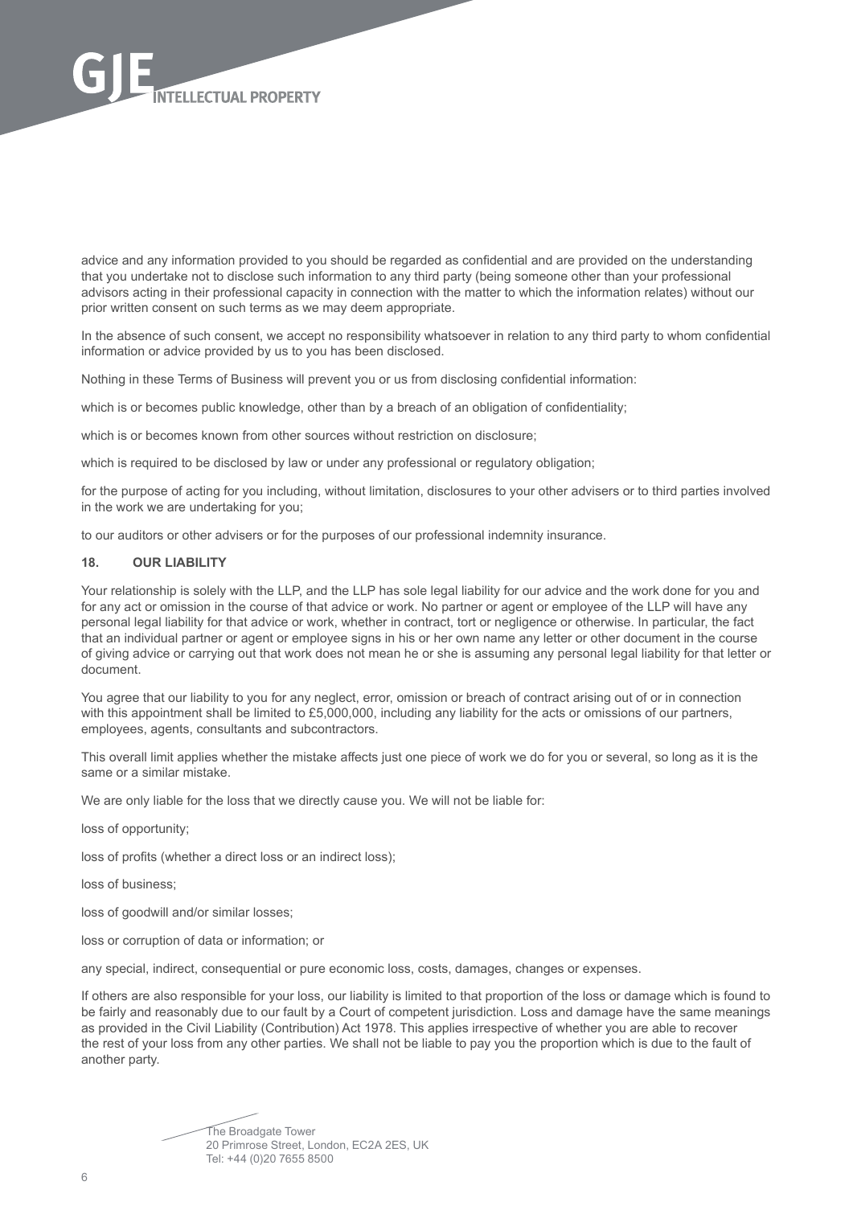advice and any information provided to you should be regarded as confidential and are provided on the understanding that you undertake not to disclose such information to any third party (being someone other than your professional advisors acting in their professional capacity in connection with the matter to which the information relates) without our prior written consent on such terms as we may deem appropriate.

In the absence of such consent, we accept no responsibility whatsoever in relation to any third party to whom confidential information or advice provided by us to you has been disclosed.

Nothing in these Terms of Business will prevent you or us from disclosing confidential information:

which is or becomes public knowledge, other than by a breach of an obligation of confidentiality;

which is or becomes known from other sources without restriction on disclosure;

which is required to be disclosed by law or under any professional or regulatory obligation;

for the purpose of acting for you including, without limitation, disclosures to your other advisers or to third parties involved in the work we are undertaking for you;

to our auditors or other advisers or for the purposes of our professional indemnity insurance.

## 18. OUR LIABILITY

Your relationship is solely with the LLP, and the LLP has sole legal liability for our advice and the work done for you and for any act or omission in the course of that advice or work. No partner or agent or employee of the LLP will have any personal legal liability for that advice or work, whether in contract, tort or negligence or otherwise. In particular, the fact that an individual partner or agent or employee signs in his or her own name any letter or other document in the course of giving advice or carrying out that work does not mean he or she is assuming any personal legal liability for that letter or document.

You agree that our liability to you for any neglect, error, omission or breach of contract arising out of or in connection with this appointment shall be limited to £5,000,000, including any liability for the acts or omissions of our partners, employees, agents, consultants and subcontractors.

This overall limit applies whether the mistake affects just one piece of work we do for you or several, so long as it is the same or a similar mistake.

We are only liable for the loss that we directly cause you. We will not be liable for:

loss of opportunity;

loss of profits (whether a direct loss or an indirect loss);

loss of business;

loss of goodwill and/or similar losses;

loss or corruption of data or information; or

any special, indirect, consequential or pure economic loss, costs, damages, changes or expenses.

If others are also responsible for your loss, our liability is limited to that proportion of the loss or damage which is found to be fairly and reasonably due to our fault by a Court of competent jurisdiction. Loss and damage have the same meanings as provided in the Civil Liability (Contribution) Act 1978. This applies irrespective of whether you are able to recover the rest of your loss from any other parties. We shall not be liable to pay you the proportion which is due to the fault of another party.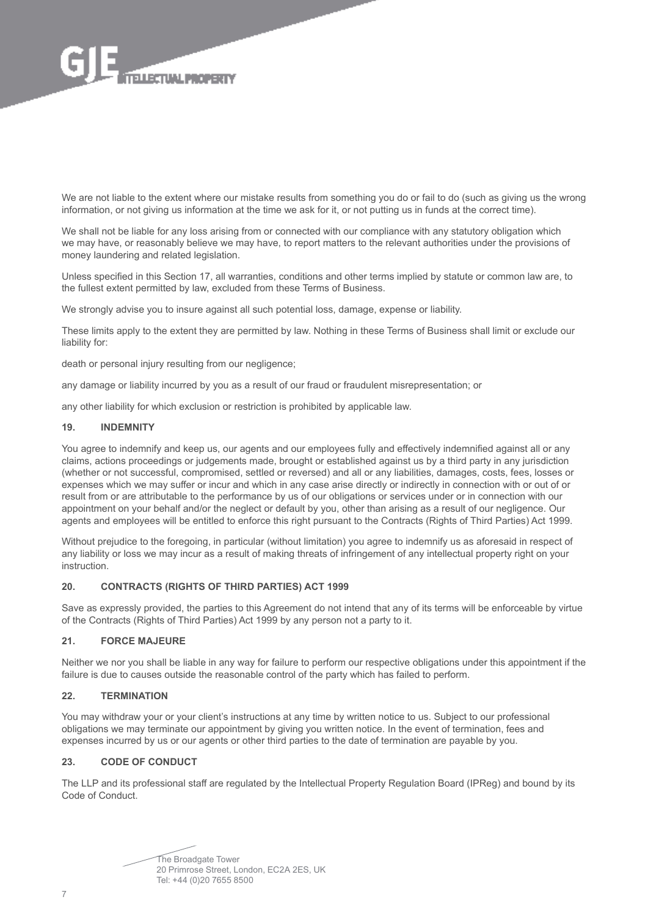We are not liable to the extent where our mistake results from something you do or fail to do (such as giving us the wrong information, or not giving us information at the time we ask for it, or not putting us in funds at the correct time).

We shall not be liable for any loss arising from or connected with our compliance with any statutory obligation which we may have, or reasonably believe we may have, to report matters to the relevant authorities under the provisions of money laundering and related legislation.

Unless specified in this Section 17, all warranties, conditions and other terms implied by statute or common law are, to the fullest extent permitted by law, excluded from these Terms of Business.

We strongly advise you to insure against all such potential loss, damage, expense or liability.

These limits apply to the extent they are permitted by law. Nothing in these Terms of Business shall limit or exclude our liability for:

death or personal injury resulting from our negligence;

any damage or liability incurred by you as a result of our fraud or fraudulent misrepresentation; or

any other liability for which exclusion or restriction is prohibited by applicable law.

## 19. INDEMNITY

You agree to indemnify and keep us, our agents and our employees fully and effectively indemnified against all or any claims, actions proceedings or judgements made, brought or established against us by a third party in any jurisdiction (whether or not successful, compromised, settled or reversed) and all or any liabilities, damages, costs, fees, losses or expenses which we may suffer or incur and which in any case arise directly or indirectly in connection with or out of or result from or are attributable to the performance by us of our obligations or services under or in connection with our appointment on your behalf and/or the neglect or default by you, other than arising as a result of our negligence. Our agents and employees will be entitled to enforce this right pursuant to the Contracts (Rights of Third Parties) Act 1999.

Without prejudice to the foregoing, in particular (without limitation) you agree to indemnify us as aforesaid in respect of any liability or loss we may incur as a result of making threats of infringement of any intellectual property right on your instruction.

## 20. CONTRACTS (RIGHTS OF THIRD PARTIES) ACT 1999

Save as expressly provided, the parties to this Agreement do not intend that any of its terms will be enforceable by virtue of the Contracts (Rights of Third Parties) Act 1999 by any person not a party to it.

## 21. FORCE MAJEURE

Neither we nor you shall be liable in any way for failure to perform our respective obligations under this appointment if the failure is due to causes outside the reasonable control of the party which has failed to perform.

## 22. TERMINATION

You may withdraw your or your client's instructions at any time by written notice to us. Subject to our professional obligations we may terminate our appointment by giving you written notice. In the event of termination, fees and expenses incurred by us or our agents or other third parties to the date of termination are payable by you.

## 23. CODE OF CONDUCT

The LLP and its professional staff are regulated by the Intellectual Property Regulation Board (IPReg) and bound by its Code of Conduct.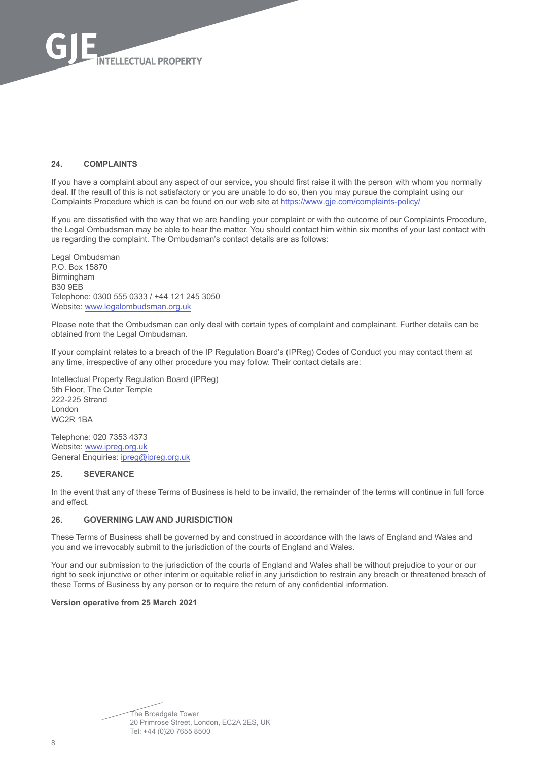## 24. COMPLAINTS

If you have a complaint about any aspect of our service, you should first raise it with the person with whom you normally deal. If the result of this is not satisfactory or you are unable to do so, then you may pursue the complaint using our Complaints Procedure which is can be found on our web site at https://www.gje.com/complaints-policy/

If you are dissatisfied with the way that we are handling your complaint or with the outcome of our Complaints Procedure, the Legal Ombudsman may be able to hear the matter. You should contact him within six months of your last contact with us regarding the complaint. The Ombudsman's contact details are as follows:

Legal Ombudsman
P.O. Box 15870
Birmingham
B30 9EB
Telephone: 0300 555 0333 / +44 121 245 3050
Website: www.legalombudsman.org.uk

Please note that the Ombudsman can only deal with certain types of complaint and complainant. Further details can be obtained from the Legal Ombudsman.

If your complaint relates to a breach of the IP Regulation Board's (IPReg) Codes of Conduct you may contact them at any time, irrespective of any other procedure you may follow. Their contact details are:

Intellectual Property Regulation Board (IPReg)
5th Floor, The Outer Temple
222-225 Strand
London
WC2R 1BA

Telephone: 020 7353 4373
Website: www.ipreg.org.uk
General Enquiries: ipreg@ipreg.org.uk

## 25. SEVERANCE

In the event that any of these Terms of Business is held to be invalid, the remainder of the terms will continue in full force and effect.

## 26. GOVERNING LAW AND JURISDICTION

These Terms of Business shall be governed by and construed in accordance with the laws of England and Wales and you and we irrevocably submit to the jurisdiction of the courts of England and Wales.

Your and our submission to the jurisdiction of the courts of England and Wales shall be without prejudice to your or our right to seek injunctive or other interim or equitable relief in any jurisdiction to restrain any breach or threatened breach of these Terms of Business by any person or to require the return of any confidential information.

**Version operative from 25 March 2021**